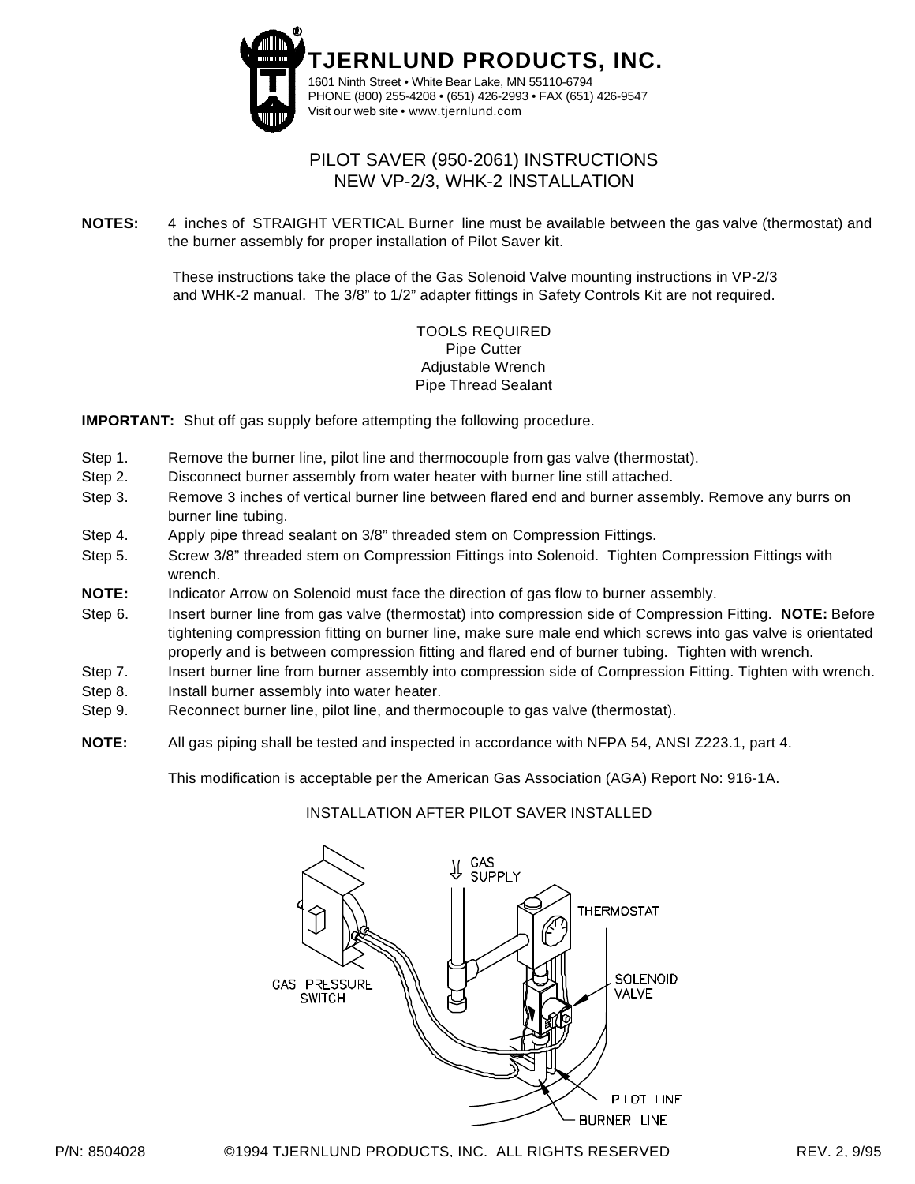# TJERNLUND PRODUCTS, INC.

1601 Ninth Street • White Bear Lake, MN 55110-6794
PHONE (800) 255-4208 • (651) 426-2993 • FAX (651) 426-9547
Visit our web site • www.tjernlund.com

## PILOT SAVER (950-2061) INSTRUCTIONS
## NEW VP-2/3, WHK-2 INSTALLATION

**NOTES:** 4 inches of STRAIGHT VERTICAL Burner line must be available between the gas valve (thermostat) and the burner assembly for proper installation of Pilot Saver kit.

These instructions take the place of the Gas Solenoid Valve mounting instructions in VP-2/3 and WHK-2 manual. The 3/8" to 1/2" adapter fittings in Safety Controls Kit are not required.

TOOLS REQUIRED
Pipe Cutter
Adjustable Wrench
Pipe Thread Sealant

**IMPORTANT:** Shut off gas supply before attempting the following procedure.

Step 1. Remove the burner line, pilot line and thermocouple from gas valve (thermostat).

Step 2. Disconnect burner assembly from water heater with burner line still attached.

Step 3. Remove 3 inches of vertical burner line between flared end and burner assembly. Remove any burrs on burner line tubing.

Step 4. Apply pipe thread sealant on 3/8" threaded stem on Compression Fittings.

Step 5. Screw 3/8" threaded stem on Compression Fittings into Solenoid. Tighten Compression Fittings with wrench.

**NOTE:** Indicator Arrow on Solenoid must face the direction of gas flow to burner assembly.

Step 6. Insert burner line from gas valve (thermostat) into compression side of Compression Fitting. **NOTE:** Before tightening compression fitting on burner line, make sure male end which screws into gas valve is orientated properly and is between compression fitting and flared end of burner tubing. Tighten with wrench.

Step 7. Insert burner line from burner assembly into compression side of Compression Fitting. Tighten with wrench.

Step 8. Install burner assembly into water heater.

Step 9. Reconnect burner line, pilot line, and thermocouple to gas valve (thermostat).

**NOTE:** All gas piping shall be tested and inspected in accordance with NFPA 54, ANSI Z223.1, part 4.

This modification is acceptable per the American Gas Association (AGA) Report No: 916-1A.

INSTALLATION AFTER PILOT SAVER INSTALLED

GAS SUPPLY
THERMOSTAT
SOLENOID VALVE
GAS PRESSURE SWITCH
PILOT LINE
BURNER LINE

P/N: 8504028 ©1994 TJERNLUND PRODUCTS, INC. ALL RIGHTS RESERVED REV. 2, 9/95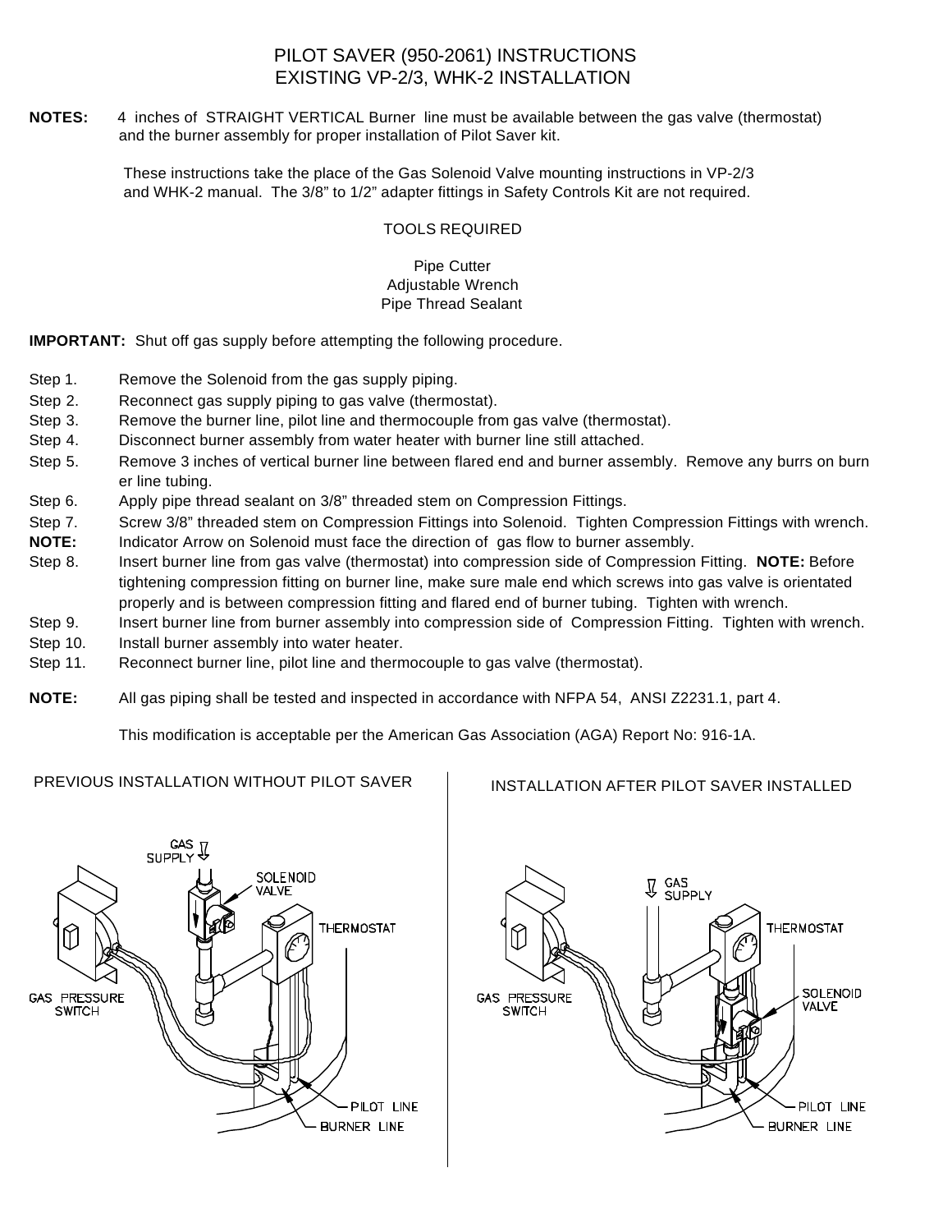# PILOT SAVER (950-2061) INSTRUCTIONS
# EXISTING VP-2/3, WHK-2 INSTALLATION

**NOTES:** 4 inches of STRAIGHT VERTICAL Burner line must be available between the gas valve (thermostat) and the burner assembly for proper installation of Pilot Saver kit.

These instructions take the place of the Gas Solenoid Valve mounting instructions in VP-2/3 and WHK-2 manual. The 3/8" to 1/2" adapter fittings in Safety Controls Kit are not required.

TOOLS REQUIRED

Pipe Cutter
Adjustable Wrench
Pipe Thread Sealant

**IMPORTANT:** Shut off gas supply before attempting the following procedure.

Step 1. Remove the Solenoid from the gas supply piping.

Step 2. Reconnect gas supply piping to gas valve (thermostat).

Step 3. Remove the burner line, pilot line and thermocouple from gas valve (thermostat).

Step 4. Disconnect burner assembly from water heater with burner line still attached.

Step 5. Remove 3 inches of vertical burner line between flared end and burner assembly. Remove any burrs on burner line tubing.

Step 6. Apply pipe thread sealant on 3/8" threaded stem on Compression Fittings.

Step 7. Screw 3/8" threaded stem on Compression Fittings into Solenoid. Tighten Compression Fittings with wrench.

**NOTE:** Indicator Arrow on Solenoid must face the direction of gas flow to burner assembly.

Step 8. Insert burner line from gas valve (thermostat) into compression side of Compression Fitting. **NOTE:** Before tightening compression fitting on burner line, make sure male end which screws into gas valve is orientated properly and is between compression fitting and flared end of burner tubing. Tighten with wrench.

Step 9. Insert burner line from burner assembly into compression side of Compression Fitting. Tighten with wrench.

Step 10. Install burner assembly into water heater.

Step 11. Reconnect burner line, pilot line and thermocouple to gas valve (thermostat).

**NOTE:** All gas piping shall be tested and inspected in accordance with NFPA 54, ANSI Z2231.1, part 4.

This modification is acceptable per the American Gas Association (AGA) Report No: 916-1A.

PREVIOUS INSTALLATION WITHOUT PILOT SAVER

GAS SUPPLY
SOLENOID VALVE
THERMOSTAT
GAS PRESSURE SWITCH
PILOT LINE
BURNER LINE

INSTALLATION AFTER PILOT SAVER INSTALLED

GAS SUPPLY
THERMOSTAT
SOLENOID VALVE
GAS PRESSURE SWITCH
PILOT LINE
BURNER LINE